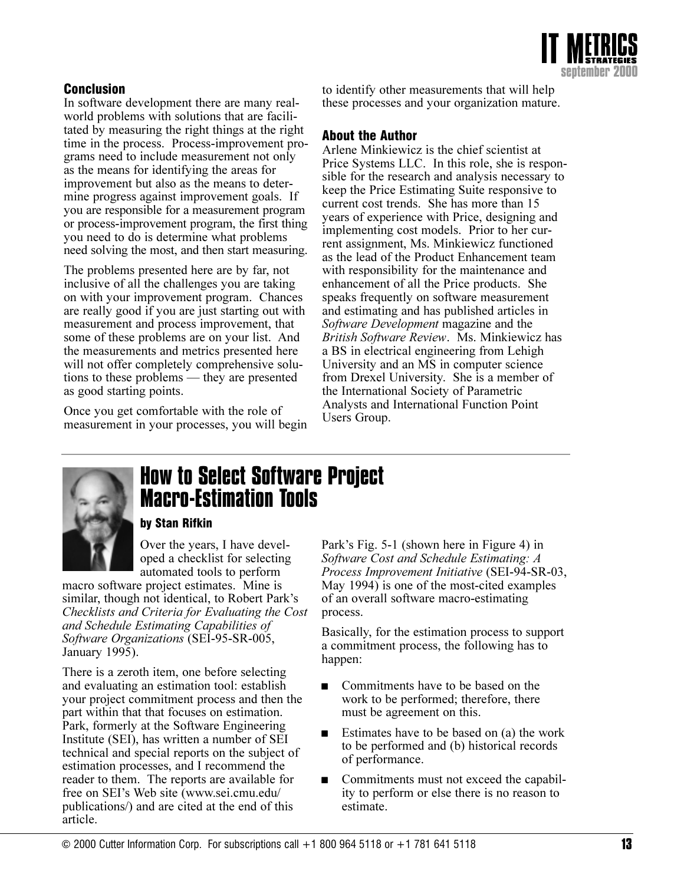### Conclusion

In software development there are many real-world problems with solutions that are facilitated by measuring the right things at the right time in the process. Process-improvement programs need to include measurement not only as the means for identifying the areas for improvement but also as the means to determine progress against improvement goals. If you are responsible for a measurement program or process-improvement program, the first thing you need to do is determine what problems need solving the most, and then start measuring.

The problems presented here are by far, not inclusive of all the challenges you are taking on with your improvement program. Chances are really good if you are just starting out with measurement and process improvement, that some of these problems are on your list. And the measurements and metrics presented here will not offer completely comprehensive solutions to these problems — they are presented as good starting points.

Once you get comfortable with the role of measurement in your processes, you will begin to identify other measurements that will help these processes and your organization mature.

### About the Author

Arlene Minkiewicz is the chief scientist at Price Systems LLC. In this role, she is responsible for the research and analysis necessary to keep the Price Estimating Suite responsive to current cost trends. She has more than 15 years of experience with Price, designing and implementing cost models. Prior to her current assignment, Ms. Minkiewicz functioned as the lead of the Product Enhancement team with responsibility for the maintenance and enhancement of all the Price products. She speaks frequently on software measurement and estimating and has published articles in *Software Development* magazine and the *British Software Review*. Ms. Minkiewicz has a BS in electrical engineering from Lehigh University and an MS in computer science from Drexel University. She is a member of the International Society of Parametric Analysts and International Function Point Users Group.

---

## How to Select Software Project Macro-Estimation Tools

**by Stan Rifkin**

Over the years, I have developed a checklist for selecting automated tools to perform macro software project estimates. Mine is similar, though not identical, to Robert Park's *Checklists and Criteria for Evaluating the Cost and Schedule Estimating Capabilities of Software Organizations* (SEI-95-SR-005, January 1995).

There is a zeroth item, one before selecting and evaluating an estimation tool: establish your project commitment process and then the part within that that focuses on estimation. Park, formerly at the Software Engineering Institute (SEI), has written a number of SEI technical and special reports on the subject of estimation processes, and I recommend the reader to them. The reports are available for free on SEI's Web site (www.sei.cmu.edu/publications/) and are cited at the end of this article.

Park's Fig. 5-1 (shown here in Figure 4) in *Software Cost and Schedule Estimating: A Process Improvement Initiative* (SEI-94-SR-03, May 1994) is one of the most-cited examples of an overall software macro-estimating process.

Basically, for the estimation process to support a commitment process, the following has to happen:

- Commitments have to be based on the work to be performed; therefore, there must be agreement on this.
- Estimates have to be based on (a) the work to be performed and (b) historical records of performance.
- Commitments must not exceed the capability to perform or else there is no reason to estimate.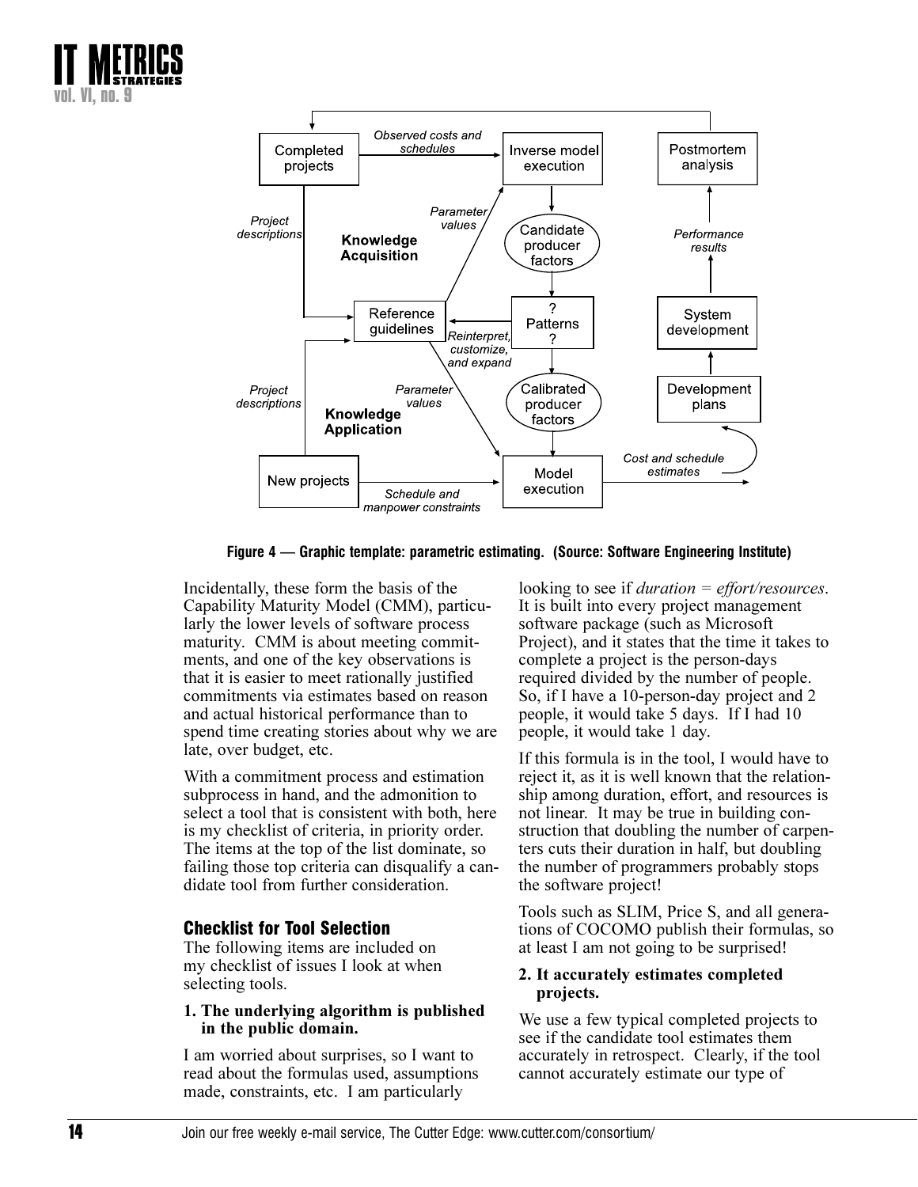Figure 4 — Graphic template: parametric estimating. (Source: Software Engineering Institute)

Incidentally, these form the basis of the Capability Maturity Model (CMM), particularly the lower levels of software process maturity. CMM is about meeting commitments, and one of the key observations is that it is easier to meet rationally justified commitments via estimates based on reason and actual historical performance than to spend time creating stories about why we are late, over budget, etc.

With a commitment process and estimation subprocess in hand, and the admonition to select a tool that is consistent with both, here is my checklist of criteria, in priority order. The items at the top of the list dominate, so failing those top criteria can disqualify a candidate tool from further consideration.

## Checklist for Tool Selection

The following items are included on my checklist of issues I look at when selecting tools.

**1. The underlying algorithm is published in the public domain.**

I am worried about surprises, so I want to read about the formulas used, assumptions made, constraints, etc. I am particularly looking to see if *duration = effort/resources*. It is built into every project management software package (such as Microsoft Project), and it states that the time it takes to complete a project is the person-days required divided by the number of people. So, if I have a 10-person-day project and 2 people, it would take 5 days. If I had 10 people, it would take 1 day.

If this formula is in the tool, I would have to reject it, as it is well known that the relationship among duration, effort, and resources is not linear. It may be true in building construction that doubling the number of carpenters cuts their duration in half, but doubling the number of programmers probably stops the software project!

Tools such as SLIM, Price S, and all generations of COCOMO publish their formulas, so at least I am not going to be surprised!

**2. It accurately estimates completed projects.**

We use a few typical completed projects to see if the candidate tool estimates them accurately in retrospect. Clearly, if the tool cannot accurately estimate our type of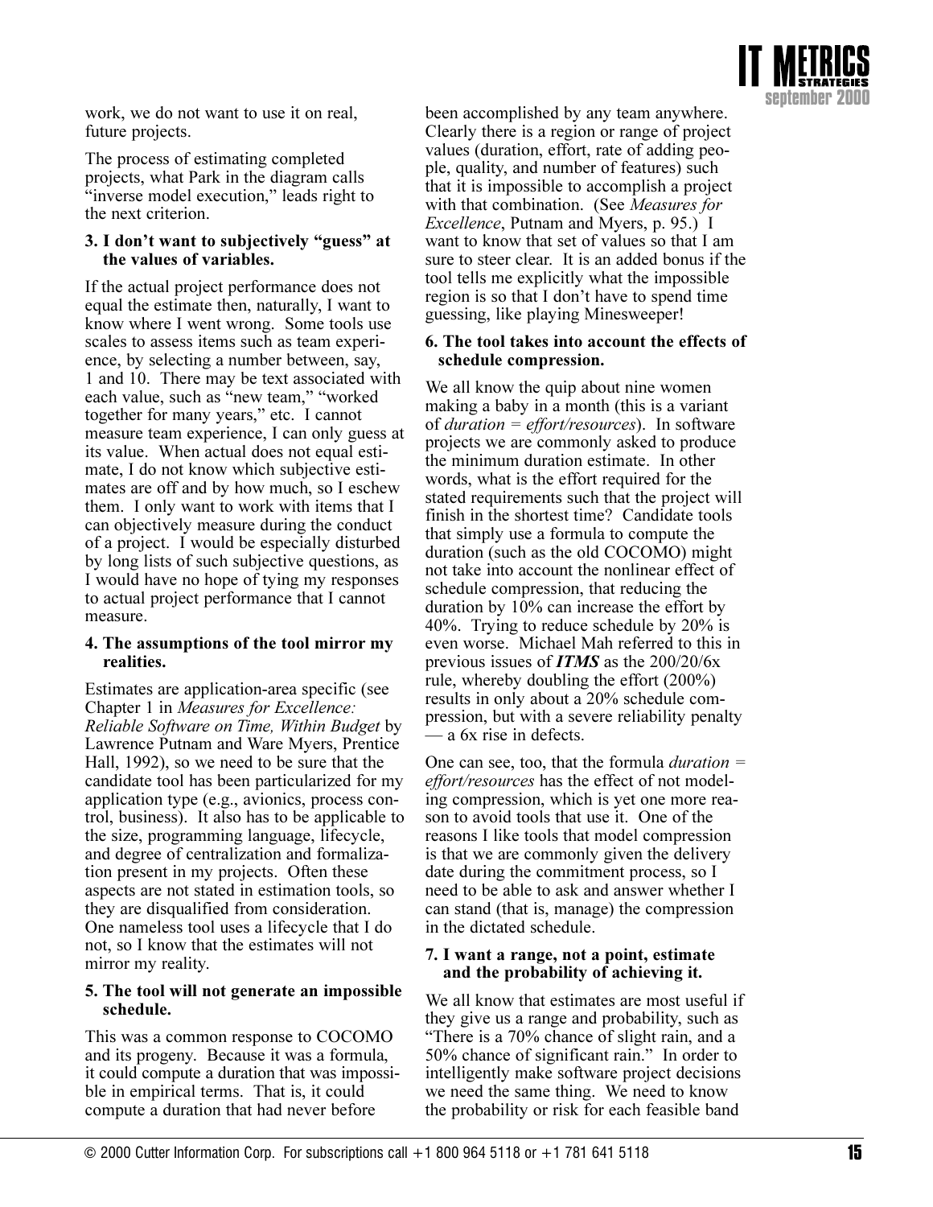work, we do not want to use it on real, future projects.

The process of estimating completed projects, what Park in the diagram calls "inverse model execution," leads right to the next criterion.

**3. I don't want to subjectively "guess" at the values of variables.**

If the actual project performance does not equal the estimate then, naturally, I want to know where I went wrong. Some tools use scales to assess items such as team experience, by selecting a number between, say, 1 and 10. There may be text associated with each value, such as "new team," "worked together for many years," etc. I cannot measure team experience, I can only guess at its value. When actual does not equal estimate, I do not know which subjective estimates are off and by how much, so I eschew them. I only want to work with items that I can objectively measure during the conduct of a project. I would be especially disturbed by long lists of such subjective questions, as I would have no hope of tying my responses to actual project performance that I cannot measure.

**4. The assumptions of the tool mirror my realities.**

Estimates are application-area specific (see Chapter 1 in *Measures for Excellence: Reliable Software on Time, Within Budget* by Lawrence Putnam and Ware Myers, Prentice Hall, 1992), so we need to be sure that the candidate tool has been particularized for my application type (e.g., avionics, process control, business). It also has to be applicable to the size, programming language, lifecycle, and degree of centralization and formalization present in my projects. Often these aspects are not stated in estimation tools, so they are disqualified from consideration. One nameless tool uses a lifecycle that I do not, so I know that the estimates will not mirror my reality.

**5. The tool will not generate an impossible schedule.**

This was a common response to COCOMO and its progeny. Because it was a formula, it could compute a duration that was impossible in empirical terms. That is, it could compute a duration that had never before been accomplished by any team anywhere. Clearly there is a region or range of project values (duration, effort, rate of adding people, quality, and number of features) such that it is impossible to accomplish a project with that combination. (See *Measures for Excellence*, Putnam and Myers, p. 95.) I want to know that set of values so that I am sure to steer clear. It is an added bonus if the tool tells me explicitly what the impossible region is so that I don't have to spend time guessing, like playing Minesweeper!

**6. The tool takes into account the effects of schedule compression.**

We all know the quip about nine women making a baby in a month (this is a variant of *duration = effort/resources*). In software projects we are commonly asked to produce the minimum duration estimate. In other words, what is the effort required for the stated requirements such that the project will finish in the shortest time? Candidate tools that simply use a formula to compute the duration (such as the old COCOMO) might not take into account the nonlinear effect of schedule compression, that reducing the duration by 10% can increase the effort by 40%. Trying to reduce schedule by 20% is even worse. Michael Mah referred to this in previous issues of ***ITMS*** as the 200/20/6x rule, whereby doubling the effort (200%) results in only about a 20% schedule compression, but with a severe reliability penalty — a 6x rise in defects.

One can see, too, that the formula *duration = effort/resources* has the effect of not modeling compression, which is yet one more reason to avoid tools that use it. One of the reasons I like tools that model compression is that we are commonly given the delivery date during the commitment process, so I need to be able to ask and answer whether I can stand (that is, manage) the compression in the dictated schedule.

**7. I want a range, not a point, estimate and the probability of achieving it.**

We all know that estimates are most useful if they give us a range and probability, such as "There is a 70% chance of slight rain, and a 50% chance of significant rain." In order to intelligently make software project decisions we need the same thing. We need to know the probability or risk for each feasible band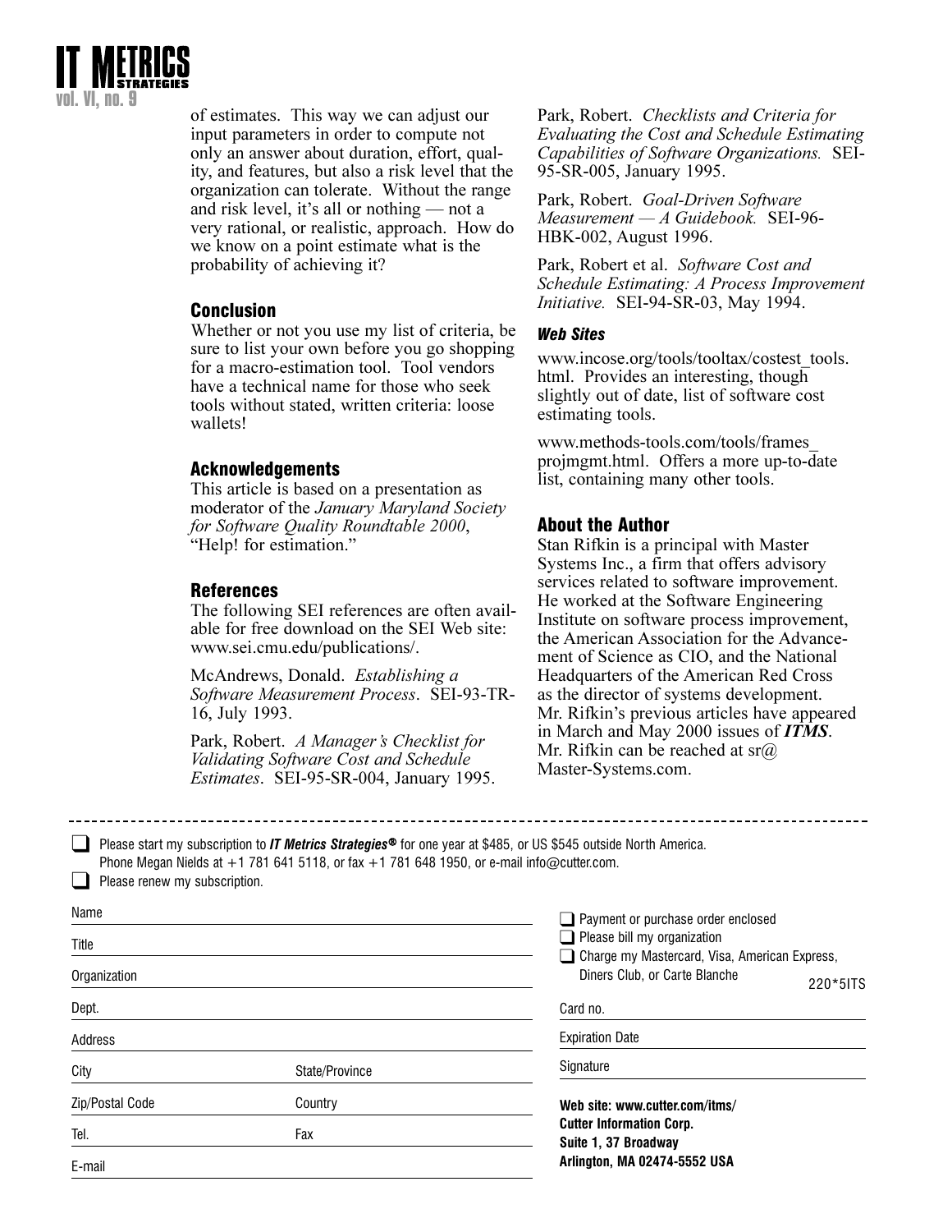of estimates. This way we can adjust our input parameters in order to compute not only an answer about duration, effort, quality, and features, but also a risk level that the organization can tolerate. Without the range and risk level, it's all or nothing — not a very rational, or realistic, approach. How do we know on a point estimate what is the probability of achieving it?

## Conclusion

Whether or not you use my list of criteria, be sure to list your own before you go shopping for a macro-estimation tool. Tool vendors have a technical name for those who seek tools without stated, written criteria: loose wallets!

## Acknowledgements

This article is based on a presentation as moderator of the *January Maryland Society for Software Quality Roundtable 2000*, "Help! for estimation."

## References

The following SEI references are often available for free download on the SEI Web site: www.sei.cmu.edu/publications/.

McAndrews, Donald. *Establishing a Software Measurement Process*. SEI-93-TR-16, July 1993.

Park, Robert. *A Manager's Checklist for Validating Software Cost and Schedule Estimates*. SEI-95-SR-004, January 1995.

Park, Robert. *Checklists and Criteria for Evaluating the Cost and Schedule Estimating Capabilities of Software Organizations.* SEI-95-SR-005, January 1995.

Park, Robert. *Goal-Driven Software Measurement — A Guidebook.* SEI-96-HBK-002, August 1996.

Park, Robert et al. *Software Cost and Schedule Estimating: A Process Improvement Initiative.* SEI-94-SR-03, May 1994.

### Web Sites

www.incose.org/tools/tooltax/costest_tools.html. Provides an interesting, though slightly out of date, list of software cost estimating tools.

www.methods-tools.com/tools/frames_projmgmt.html. Offers a more up-to-date list, containing many other tools.

## About the Author

Stan Rifkin is a principal with Master Systems Inc., a firm that offers advisory services related to software improvement. He worked at the Software Engineering Institute on software process improvement, the American Association for the Advancement of Science as CIO, and the National Headquarters of the American Red Cross as the director of systems development. Mr. Rifkin's previous articles have appeared in March and May 2000 issues of ***ITMS***. Mr. Rifkin can be reached at sr@Master-Systems.com.

---

❑ Please start my subscription to ***IT Metrics Strategies®*** for one year at $485, or US $545 outside North America. Phone Megan Nields at +1 781 641 5118, or fax +1 781 648 1950, or e-mail info@cutter.com.

❑ Please renew my subscription.

Name

Title

Organization

Dept.

Address

City State/Province

Zip/Postal Code Country

Tel. Fax

E-mail

❑ Payment or purchase order enclosed

❑ Please bill my organization

❑ Charge my Mastercard, Visa, American Express, Diners Club, or Carte Blanche

220*5ITS

Card no.

Expiration Date

Signature

**Web site: www.cutter.com/itms/**
**Cutter Information Corp.**
**Suite 1, 37 Broadway**
**Arlington, MA 02474-5552 USA**